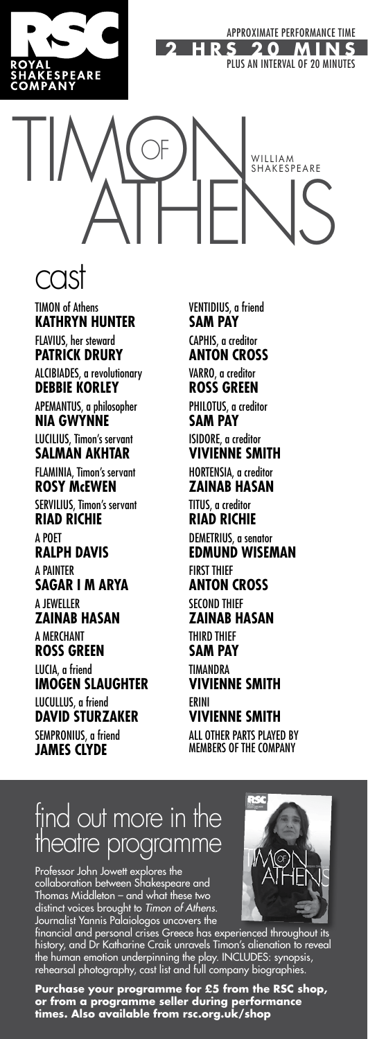ROYAL SHAKESPEARE COMPANY

APPROXIMATE PERFORMANCE TIME
**2 HRS 20 MINS**
PLUS AN INTERVAL OF 20 MINUTES

# TIMON OF ATHENS

WILLIAM SHAKESPEARE

## cast

TIMON of Athens
**KATHRYN HUNTER**

FLAVIUS, her steward
**PATRICK DRURY**

ALCIBIADES, a revolutionary
**DEBBIE KORLEY**

APEMANTUS, a philosopher
**NIA GWYNNE**

LUCILIUS, Timon's servant
**SALMAN AKHTAR**

FLAMINIA, Timon's servant
**ROSY McEWEN**

SERVILIUS, Timon's servant
**RIAD RICHIE**

A POET
**RALPH DAVIS**

A PAINTER
**SAGAR I M ARYA**

A JEWELLER
**ZAINAB HASAN**

A MERCHANT
**ROSS GREEN**

LUCIA, a friend
**IMOGEN SLAUGHTER**

LUCULLUS, a friend
**DAVID STURZAKER**

SEMPRONIUS, a friend
**JAMES CLYDE**

VENTIDIUS, a friend
**SAM PAY**

CAPHIS, a creditor
**ANTON CROSS**

VARRO, a creditor
**ROSS GREEN**

PHILOTUS, a creditor
**SAM PAY**

ISIDORE, a creditor
**VIVIENNE SMITH**

HORTENSIA, a creditor
**ZAINAB HASAN**

TITUS, a creditor
**RIAD RICHIE**

DEMETRIUS, a senator
**EDMUND WISEMAN**

FIRST THIEF
**ANTON CROSS**

SECOND THIEF
**ZAINAB HASAN**

THIRD THIEF
**SAM PAY**

TIMANDRA
**VIVIENNE SMITH**

ERINI
**VIVIENNE SMITH**

ALL OTHER PARTS PLAYED BY MEMBERS OF THE COMPANY

## find out more in the theatre programme

Professor John Jowett explores the collaboration between Shakespeare and Thomas Middleton – and what these two distinct voices brought to *Timon of Athens*. Journalist Yannis Palaiologos uncovers the financial and personal crises Greece has experienced throughout its history, and Dr Katharine Craik unravels Timon's alienation to reveal the human emotion underpinning the play. INCLUDES: synopsis, rehearsal photography, cast list and full company biographies.

**Purchase your programme for £5 from the RSC shop, or from a programme seller during performance times. Also available from rsc.org.uk/shop**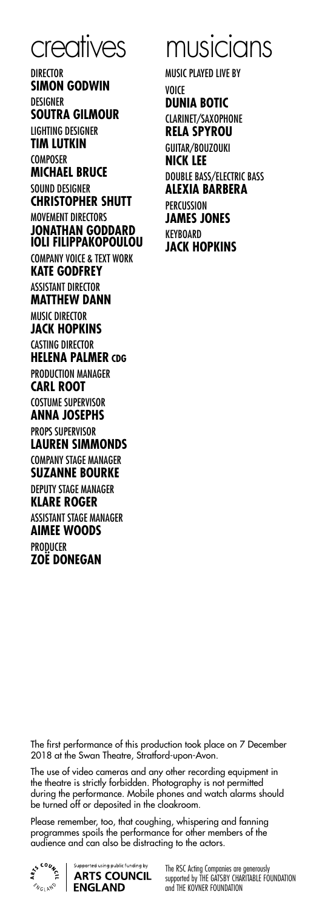# creatives

DIRECTOR
**SIMON GODWIN**

DESIGNER
**SOUTRA GILMOUR**

LIGHTING DESIGNER
**TIM LUTKIN**

COMPOSER
**MICHAEL BRUCE**

SOUND DESIGNER
**CHRISTOPHER SHUTT**

MOVEMENT DIRECTORS
**JONATHAN GODDARD**
**IOLI FILIPPAKOPOULOU**

COMPANY VOICE & TEXT WORK
**KATE GODFREY**

ASSISTANT DIRECTOR
**MATTHEW DANN**

MUSIC DIRECTOR
**JACK HOPKINS**

CASTING DIRECTOR
**HELENA PALMER CDG**

PRODUCTION MANAGER
**CARL ROOT**

COSTUME SUPERVISOR
**ANNA JOSEPHS**

PROPS SUPERVISOR
**LAUREN SIMMONDS**

COMPANY STAGE MANAGER
**SUZANNE BOURKE**

DEPUTY STAGE MANAGER
**KLARE ROGER**

ASSISTANT STAGE MANAGER
**AIMEE WOODS**

PRODUCER
**ZOË DONEGAN**

# musicians

MUSIC PLAYED LIVE BY

VOICE
**DUNIA BOTIC**

CLARINET/SAXOPHONE
**RELA SPYROU**

GUITAR/BOUZOUKI
**NICK LEE**

DOUBLE BASS/ELECTRIC BASS
**ALEXIA BARBERA**

PERCUSSION
**JAMES JONES**

KEYBOARD
**JACK HOPKINS**

The first performance of this production took place on 7 December 2018 at the Swan Theatre, Stratford-upon-Avon.

The use of video cameras and any other recording equipment in the theatre is strictly forbidden. Photography is not permitted during the performance. Mobile phones and watch alarms should be turned off or deposited in the cloakroom.

Please remember, too, that coughing, whispering and fanning programmes spoils the performance for other members of the audience and can also be distracting to the actors.

Supported using public funding by ARTS COUNCIL ENGLAND

The RSC Acting Companies are generously supported by THE GATSBY CHARITABLE FOUNDATION and THE KOVNER FOUNDATION